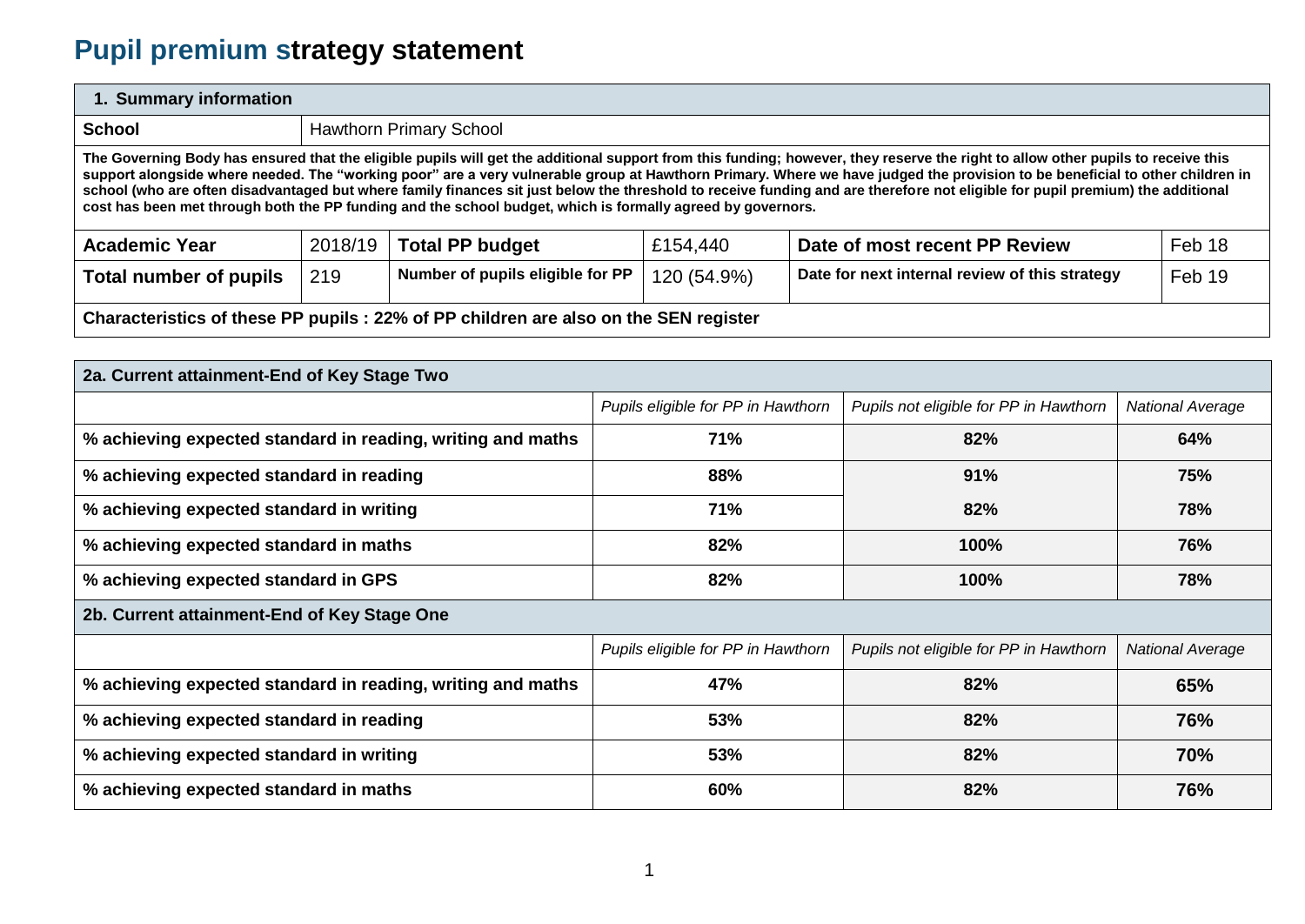# Pupil premium strategy statement

| 1. Summary information | | | | | |
|---|---|---|---|---|---|
| **School** | Hawthorn Primary School | | | | |
| **The Governing Body has ensured that the eligible pupils will get the additional support from this funding; however, they reserve the right to allow other pupils to receive this support alongside where needed. The "working poor" are a very vulnerable group at Hawthorn Primary. Where we have judged the provision to be beneficial to other children in school (who are often disadvantaged but where family finances sit just below the threshold to receive funding and are therefore not eligible for pupil premium) the additional cost has been met through both the PP funding and the school budget, which is formally agreed by governors.** | | | | | |
| **Academic Year** | 2018/19 | **Total PP budget** | £154,440 | **Date of most recent PP Review** | Feb 18 |
| **Total number of pupils** | 219 | **Number of pupils eligible for PP** | 120 (54.9%) | **Date for next internal review of this strategy** | Feb 19 |
| **Characteristics of these PP pupils : 22% of PP children are also on the SEN register** | | | | | |

| 2a. Current attainment-End of Key Stage Two | | | |
|---|---|---|---|
| | *Pupils eligible for PP in Hawthorn* | *Pupils not eligible for PP in Hawthorn* | *National Average* |
| **% achieving expected standard in reading, writing and maths** | **71%** | **82%** | **64%** |
| **% achieving expected standard in reading** | **88%** | **91%** | **75%** |
| **% achieving expected standard in writing** | **71%** | **82%** | **78%** |
| **% achieving expected standard in maths** | **82%** | **100%** | **76%** |
| **% achieving expected standard in GPS** | **82%** | **100%** | **78%** |
| **2b. Current attainment-End of Key Stage One** | | | |
| | *Pupils eligible for PP in Hawthorn* | *Pupils not eligible for PP in Hawthorn* | *National Average* |
| **% achieving expected standard in reading, writing and maths** | **47%** | **82%** | **65%** |
| **% achieving expected standard in reading** | **53%** | **82%** | **76%** |
| **% achieving expected standard in writing** | **53%** | **82%** | **70%** |
| **% achieving expected standard in maths** | **60%** | **82%** | **76%** |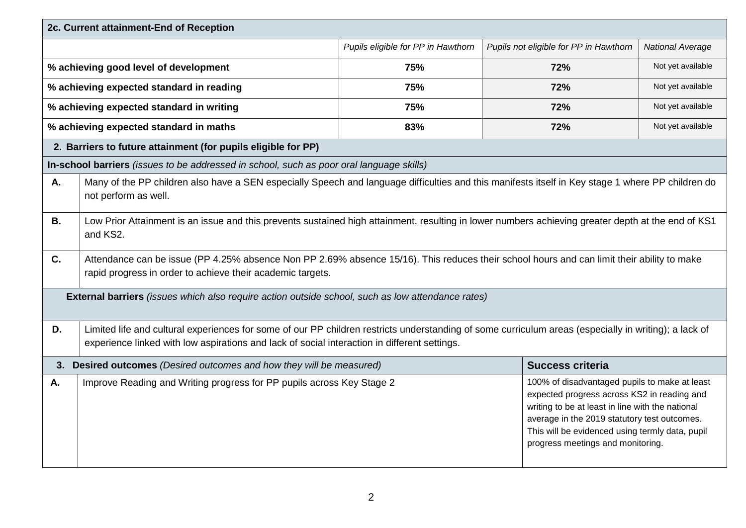| 2c. Current attainment-End of Reception | | | |
|---|---|---|---|
| | *Pupils eligible for PP in Hawthorn* | *Pupils not eligible for PP in Hawthorn* | *National Average* |
| **% achieving good level of development** | **75%** | **72%** | Not yet available |
| **% achieving expected standard in reading** | **75%** | **72%** | Not yet available |
| **% achieving expected standard in writing** | **75%** | **72%** | Not yet available |
| **% achieving expected standard in maths** | **83%** | **72%** | Not yet available |

| 2. Barriers to future attainment (for pupils eligible for PP) | |
|---|---|
| **In-school barriers** *(issues to be addressed in school, such as poor oral language skills)* | |
| **A.** | Many of the PP children also have a SEN especially Speech and language difficulties and this manifests itself in Key stage 1 where PP children do not perform as well. |
| **B.** | Low Prior Attainment is an issue and this prevents sustained high attainment, resulting in lower numbers achieving greater depth at the end of KS1 and KS2. |
| **C.** | Attendance can be issue (PP 4.25% absence Non PP 2.69% absence 15/16). This reduces their school hours and can limit their ability to make rapid progress in order to achieve their academic targets. |
| **External barriers** *(issues which also require action outside school, such as low attendance rates)* | |
| **D.** | Limited life and cultural experiences for some of our PP children restricts understanding of some curriculum areas (especially in writing); a lack of experience linked with low aspirations and lack of social interaction in different settings. |

| 3. Desired outcomes *(Desired outcomes and how they will be measured)* | | Success criteria |
|---|---|---|
| **A.** | Improve Reading and Writing progress for PP pupils across Key Stage 2 | 100% of disadvantaged pupils to make at least expected progress across KS2 in reading and writing to be at least in line with the national average in the 2019 statutory test outcomes. This will be evidenced using termly data, pupil progress meetings and monitoring. |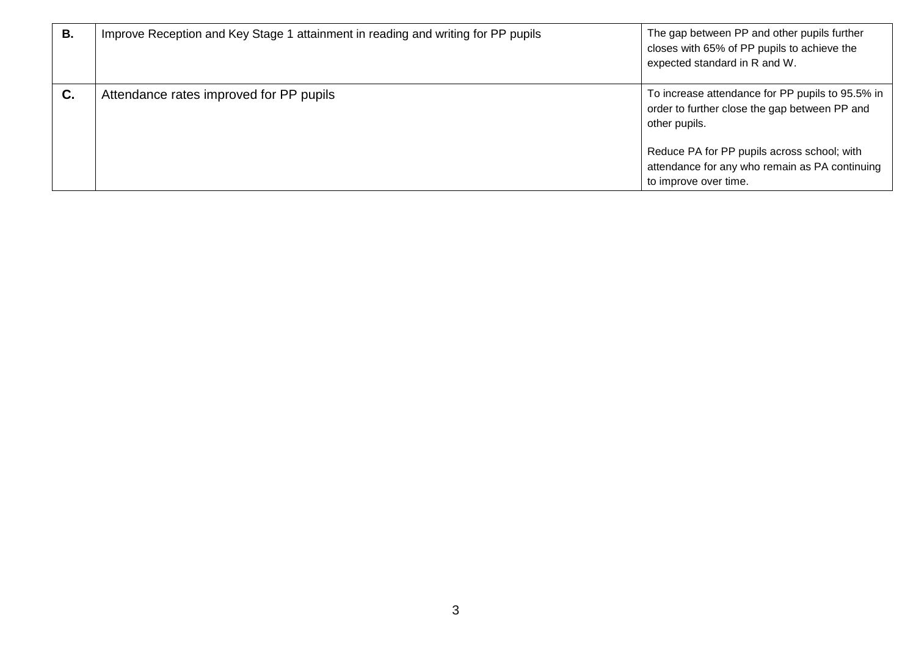| | | |
|---|---|---|
| **B.** | Improve Reception and Key Stage 1 attainment in reading and writing for PP pupils | The gap between PP and other pupils further closes with 65% of PP pupils to achieve the expected standard in R and W. |
| **C.** | Attendance rates improved for PP pupils | To increase attendance for PP pupils to 95.5% in order to further close the gap between PP and other pupils.<br><br>Reduce PA for PP pupils across school; with attendance for any who remain as PA continuing to improve over time. |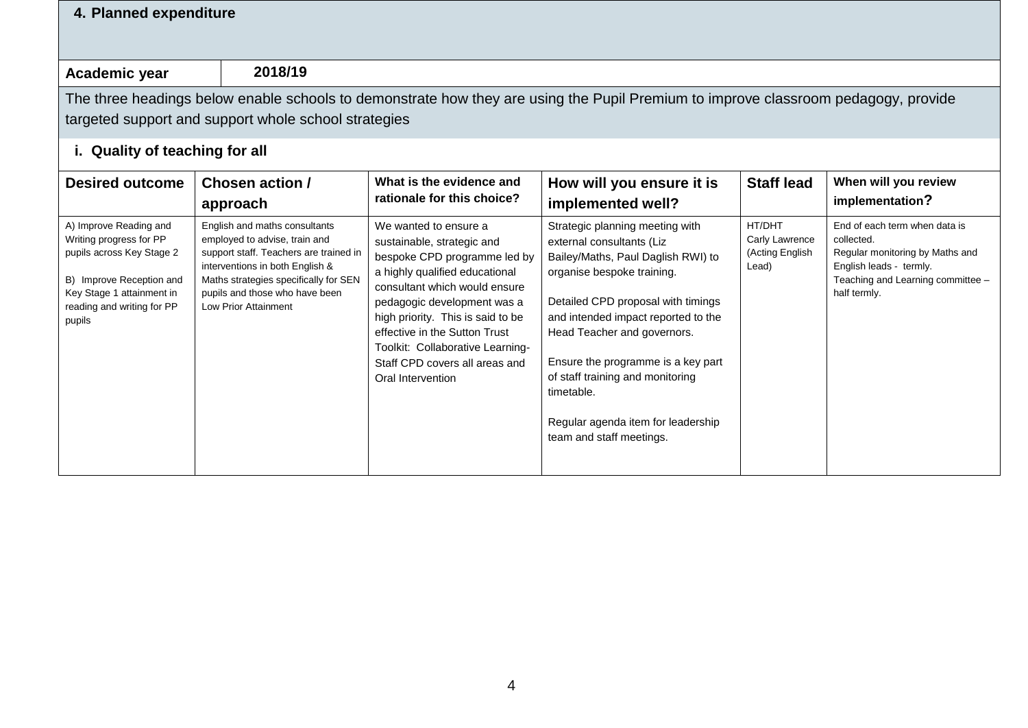## 4. Planned expenditure

| Academic year | 2018/19 |
|---|---|

The three headings below enable schools to demonstrate how they are using the Pupil Premium to improve classroom pedagogy, provide targeted support and support whole school strategies

### i. Quality of teaching for all

| Desired outcome | Chosen action / approach | What is the evidence and rationale for this choice? | How will you ensure it is implemented well? | Staff lead | When will you review implementation? |
|---|---|---|---|---|---|
| A) Improve Reading and Writing progress for PP pupils across Key Stage 2<br><br>B) Improve Reception and Key Stage 1 attainment in reading and writing for PP pupils | English and maths consultants employed to advise, train and support staff. Teachers are trained in interventions in both English & Maths strategies specifically for SEN pupils and those who have been Low Prior Attainment | We wanted to ensure a sustainable, strategic and bespoke CPD programme led by a highly qualified educational consultant which would ensure pedagogic development was a high priority. This is said to be effective in the Sutton Trust Toolkit: Collaborative Learning- Staff CPD covers all areas and Oral Intervention | Strategic planning meeting with external consultants (Liz Bailey/Maths, Paul Daglish RWI) to organise bespoke training.<br><br>Detailed CPD proposal with timings and intended impact reported to the Head Teacher and governors.<br><br>Ensure the programme is a key part of staff training and monitoring timetable.<br><br>Regular agenda item for leadership team and staff meetings. | HT/DHT<br>Carly Lawrence (Acting English Lead) | End of each term when data is collected.<br>Regular monitoring by Maths and English leads - termly.<br>Teaching and Learning committee – half termly. |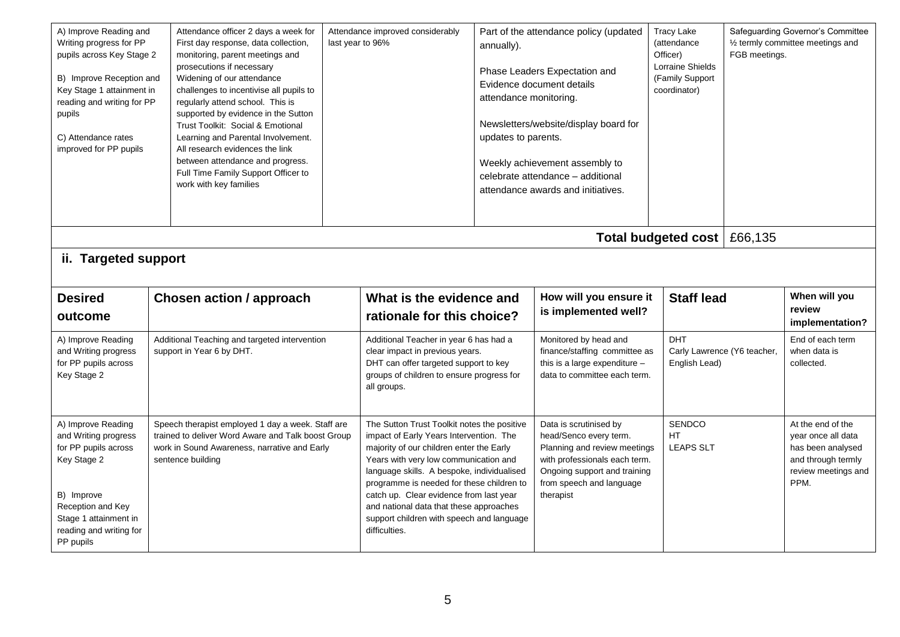| | | | | | |
|---|---|---|---|---|---|
| A) Improve Reading and Writing progress for PP pupils across Key Stage 2<br><br>B) Improve Reception and Key Stage 1 attainment in reading and writing for PP pupils<br><br>C) Attendance rates improved for PP pupils | Attendance officer 2 days a week for First day response, data collection, monitoring, parent meetings and prosecutions if necessary<br>Widening of our attendance challenges to incentivise all pupils to regularly attend school. This is supported by evidence in the Sutton Trust Toolkit: Social & Emotional Learning and Parental Involvement. All research evidences the link between attendance and progress.<br>Full Time Family Support Officer to work with key families | Attendance improved considerably last year to 96% | Part of the attendance policy (updated annually).<br><br>Phase Leaders Expectation and Evidence document details attendance monitoring.<br><br>Newsletters/website/display board for updates to parents.<br><br>Weekly achievement assembly to celebrate attendance – additional attendance awards and initiatives. | Tracy Lake (attendance Officer)<br>Lorraine Shields (Family Support coordinator) | Safeguarding Governor's Committee ½ termly committee meetings and FGB meetings. |
| | | | | **Total budgeted cost** | £66,135 |

## ii. Targeted support

| Desired outcome | Chosen action / approach | What is the evidence and rationale for this choice? | How will you ensure it is implemented well? | Staff lead | When will you review implementation? |
|---|---|---|---|---|---|
| A) Improve Reading and Writing progress for PP pupils across Key Stage 2 | Additional Teaching and targeted intervention support in Year 6 by DHT. | Additional Teacher in year 6 has had a clear impact in previous years.<br>DHT can offer targeted support to key groups of children to ensure progress for all groups. | Monitored by head and finance/staffing committee as this is a large expenditure – data to committee each term. | DHT<br>Carly Lawrence (Y6 teacher, English Lead) | End of each term when data is collected. |
| A) Improve Reading and Writing progress for PP pupils across Key Stage 2<br><br>B) Improve Reception and Key Stage 1 attainment in reading and writing for PP pupils | Speech therapist employed 1 day a week. Staff are trained to deliver Word Aware and Talk boost Group work in Sound Awareness, narrative and Early sentence building | The Sutton Trust Toolkit notes the positive impact of Early Years Intervention. The majority of our children enter the Early Years with very low communication and language skills. A bespoke, individualised programme is needed for these children to catch up. Clear evidence from last year and national data that these approaches support children with speech and language difficulties. | Data is scrutinised by head/Senco every term.<br>Planning and review meetings with professionals each term.<br>Ongoing support and training from speech and language therapist | SENDCO<br>HT<br>LEAPS SLT | At the end of the year once all data has been analysed and through termly review meetings and PPM. |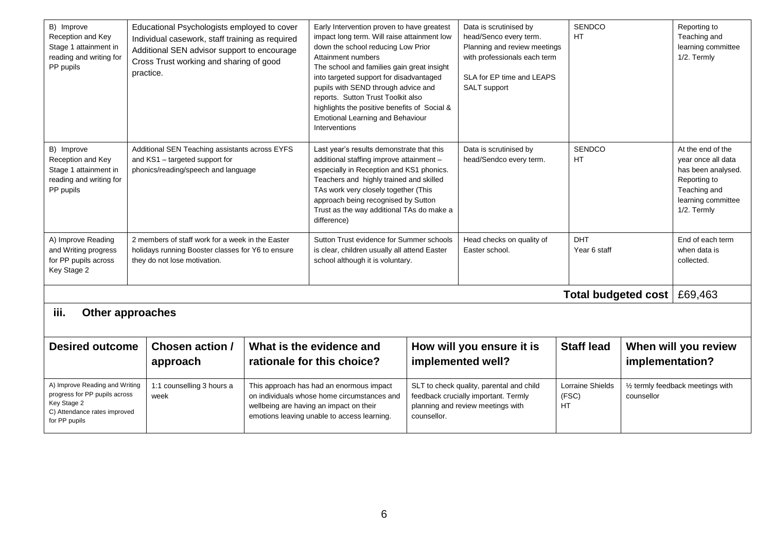| | | | | | |
|---|---|---|---|---|---|
| B) Improve Reception and Key Stage 1 attainment in reading and writing for PP pupils | Educational Psychologists employed to cover Individual casework, staff training as required Additional SEN advisor support to encourage Cross Trust working and sharing of good practice. | Early Intervention proven to have greatest impact long term. Will raise attainment low down the school reducing Low Prior Attainment numbers The school and families gain great insight into targeted support for disadvantaged pupils with SEND through advice and reports. Sutton Trust Toolkit also highlights the positive benefits of Social & Emotional Learning and Behaviour Interventions | Data is scrutinised by head/Senco every term. Planning and review meetings with professionals each term SLA for EP time and LEAPS SALT support | SENDCO HT | Reporting to Teaching and learning committee 1/2. Termly |
| B) Improve Reception and Key Stage 1 attainment in reading and writing for PP pupils | Additional SEN Teaching assistants across EYFS and KS1 – targeted support for phonics/reading/speech and language | Last year's results demonstrate that this additional staffing improve attainment – especially in Reception and KS1 phonics. Teachers and highly trained and skilled TAs work very closely together (This approach being recognised by Sutton Trust as the way additional TAs do make a difference) | Data is scrutinised by head/Sendco every term. | SENDCO HT | At the end of the year once all data has been analysed. Reporting to Teaching and learning committee 1/2. Termly |
| A) Improve Reading and Writing progress for PP pupils across Key Stage 2 | 2 members of staff work for a week in the Easter holidays running Booster classes for Y6 to ensure they do not lose motivation. | Sutton Trust evidence for Summer schools is clear, children usually all attend Easter school although it is voluntary. | Head checks on quality of Easter school. | DHT Year 6 staff | End of each term when data is collected. |
| | | | | **Total budgeted cost** | £69,463 |

### iii. Other approaches

| Desired outcome | Chosen action / approach | What is the evidence and rationale for this choice? | How will you ensure it is implemented well? | Staff lead | When will you review implementation? |
|---|---|---|---|---|---|
| A) Improve Reading and Writing progress for PP pupils across Key Stage 2<br>C) Attendance rates improved for PP pupils | 1:1 counselling 3 hours a week | This approach has had an enormous impact on individuals whose home circumstances and wellbeing are having an impact on their emotions leaving unable to access learning. | SLT to check quality, parental and child feedback crucially important. Termly planning and review meetings with counsellor. | Lorraine Shields (FSC) HT | ½ termly feedback meetings with counsellor |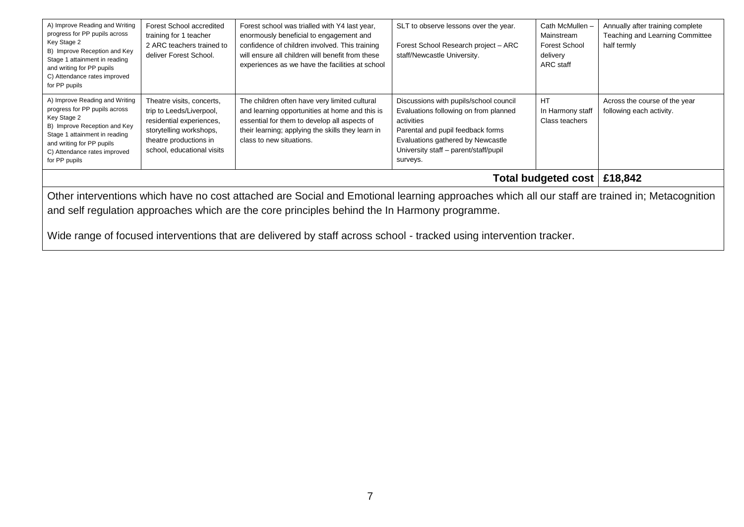| | | | | | |
|---|---|---|---|---|---|
| A) Improve Reading and Writing progress for PP pupils across Key Stage 2<br>B) Improve Reception and Key Stage 1 attainment in reading and writing for PP pupils<br>C) Attendance rates improved for PP pupils | Forest School accredited training for 1 teacher<br>2 ARC teachers trained to deliver Forest School. | Forest school was trialled with Y4 last year, enormously beneficial to engagement and confidence of children involved. This training will ensure all children will benefit from these experiences as we have the facilities at school | SLT to observe lessons over the year.<br><br>Forest School Research project – ARC staff/Newcastle University. | Cath McMullen – Mainstream Forest School delivery<br>ARC staff | Annually after training complete<br>Teaching and Learning Committee half termly |
| A) Improve Reading and Writing progress for PP pupils across Key Stage 2<br>B) Improve Reception and Key Stage 1 attainment in reading and writing for PP pupils<br>C) Attendance rates improved for PP pupils | Theatre visits, concerts, trip to Leeds/Liverpool, residential experiences, storytelling workshops, theatre productions in school, educational visits | The children often have very limited cultural and learning opportunities at home and this is essential for them to develop all aspects of their learning; applying the skills they learn in class to new situations. | Discussions with pupils/school council<br>Evaluations following on from planned activities<br>Parental and pupil feedback forms<br>Evaluations gathered by Newcastle University staff – parent/staff/pupil surveys. | HT<br>In Harmony staff<br>Class teachers | Across the course of the year following each activity. |
| | | | | **Total budgeted cost** | **£18,842** |

Other interventions which have no cost attached are Social and Emotional learning approaches which all our staff are trained in; Metacognition and self regulation approaches which are the core principles behind the In Harmony programme.

Wide range of focused interventions that are delivered by staff across school - tracked using intervention tracker.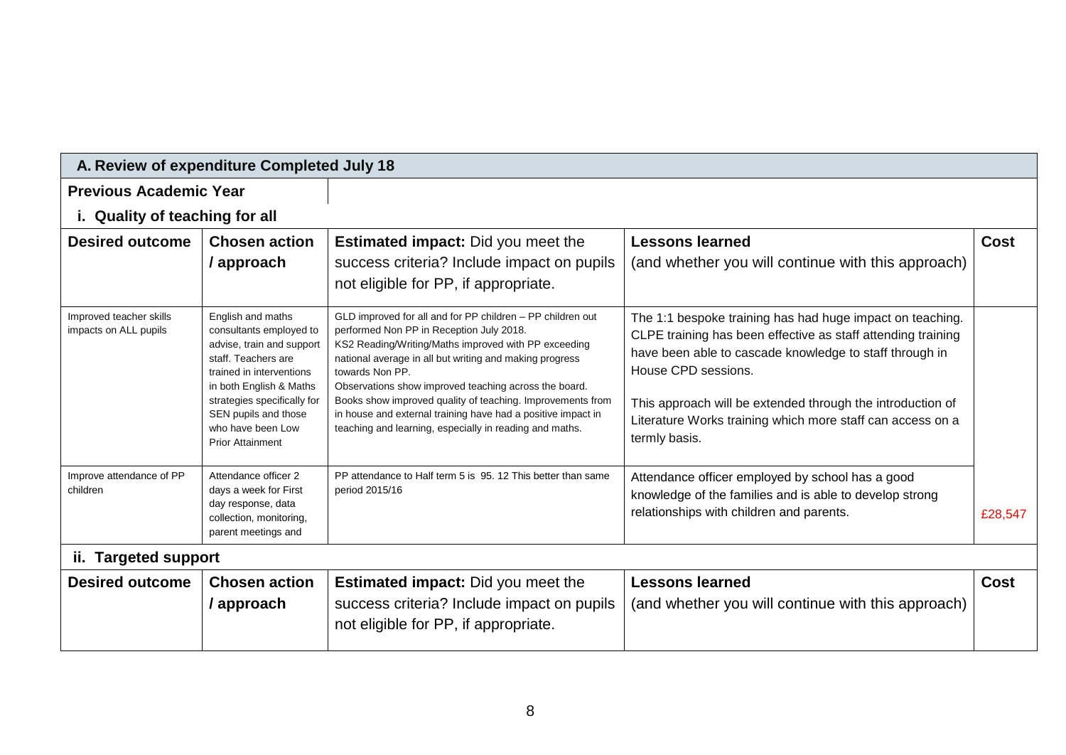## A. Review of expenditure Completed July 18

**Previous Academic Year**

### i. Quality of teaching for all

| Desired outcome | Chosen action / approach | **Estimated impact:** Did you meet the success criteria? Include impact on pupils not eligible for PP, if appropriate. | **Lessons learned** (and whether you will continue with this approach) | Cost |
|---|---|---|---|---|
| Improved teacher skills impacts on ALL pupils | English and maths consultants employed to advise, train and support staff. Teachers are trained in interventions in both English & Maths strategies specifically for SEN pupils and those who have been Low Prior Attainment | GLD improved for all and for PP children – PP children out performed Non PP in Reception July 2018. KS2 Reading/Writing/Maths improved with PP exceeding national average in all but writing and making progress towards Non PP. Observations show improved teaching across the board. Books show improved quality of teaching. Improvements from in house and external training have had a positive impact in teaching and learning, especially in reading and maths. | The 1:1 bespoke training has had huge impact on teaching. CLPE training has been effective as staff attending training have been able to cascade knowledge to staff through in House CPD sessions.<br><br>This approach will be extended through the introduction of Literature Works training which more staff can access on a termly basis. | £28,547 |
| Improve attendance of PP children | Attendance officer 2 days a week for First day response, data collection, monitoring, parent meetings and | PP attendance to Half term 5 is 95. 12 This better than same period 2015/16 | Attendance officer employed by school has a good knowledge of the families and is able to develop strong relationships with children and parents. | |

### ii. Targeted support

| Desired outcome | Chosen action / approach | **Estimated impact:** Did you meet the success criteria? Include impact on pupils not eligible for PP, if appropriate. | **Lessons learned** (and whether you will continue with this approach) | Cost |
|---|---|---|---|---|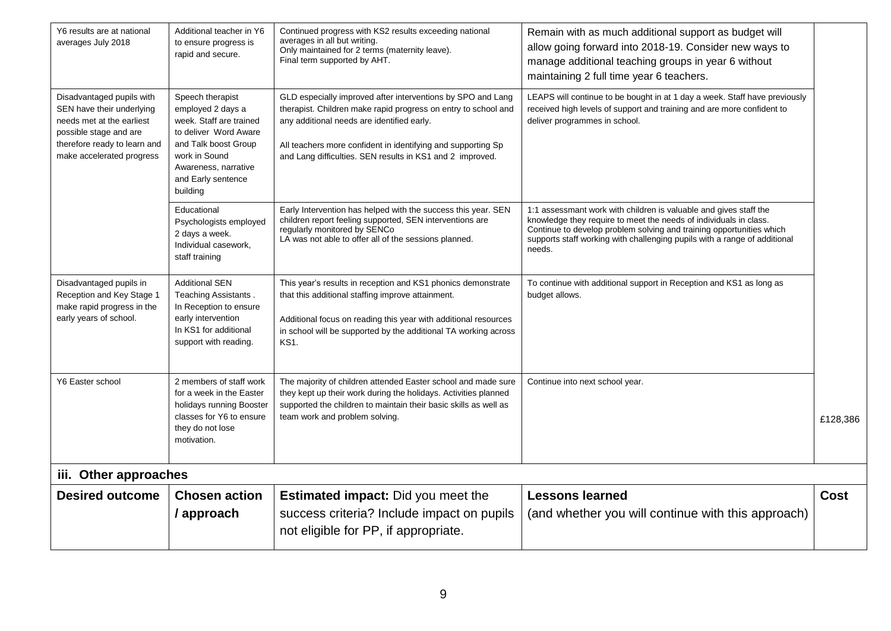| | | | | |
|---|---|---|---|---|
| Y6 results are at national averages July 2018 | Additional teacher in Y6 to ensure progress is rapid and secure. | Continued progress with KS2 results exceeding national averages in all but writing. Only maintained for 2 terms (maternity leave). Final term supported by AHT. | Remain with as much additional support as budget will allow going forward into 2018-19. Consider new ways to manage additional teaching groups in year 6 without maintaining 2 full time year 6 teachers. | |
| Disadvantaged pupils with SEN have their underlying needs met at the earliest possible stage and are therefore ready to learn and make accelerated progress | Speech therapist employed 2 days a week. Staff are trained to deliver Word Aware and Talk boost Group work in Sound Awareness, narrative and Early sentence building | GLD especially improved after interventions by SPO and Lang therapist. Children make rapid progress on entry to school and any additional needs are identified early.<br><br>All teachers more confident in identifying and supporting Sp and Lang difficulties. SEN results in KS1 and 2 improved. | LEAPS will continue to be bought in at 1 day a week. Staff have previously received high levels of support and training and are more confident to deliver programmes in school. | |
| | Educational Psychologists employed 2 days a week. Individual casework, staff training | Early Intervention has helped with the success this year. SEN children report feeling supported, SEN interventions are regularly monitored by SENCo<br>LA was not able to offer all of the sessions planned. | 1:1 assessmant work with children is valuable and gives staff the knowledge they require to meet the needs of individuals in class. Continue to develop problem solving and training opportunities which supports staff working with challenging pupils with a range of additional needs. | |
| Disadvantaged pupils in Reception and Key Stage 1 make rapid progress in the early years of school. | Additional SEN Teaching Assistants . In Reception to ensure early intervention<br>In KS1 for additional support with reading. | This year's results in reception and KS1 phonics demonstrate that this additional staffing improve attainment.<br><br>Additional focus on reading this year with additional resources in school will be supported by the additional TA working across KS1. | To continue with additional support in Reception and KS1 as long as budget allows. | |
| Y6 Easter school | 2 members of staff work for a week in the Easter holidays running Booster classes for Y6 to ensure they do not lose motivation. | The majority of children attended Easter school and made sure they kept up their work during the holidays. Activities planned supported the children to maintain their basic skills as well as team work and problem solving. | Continue into next school year. | £128,386 |

### iii. Other approaches

| Desired outcome | Chosen action / approach | Estimated impact: Did you meet the success criteria? Include impact on pupils not eligible for PP, if appropriate. | Lessons learned (and whether you will continue with this approach) | Cost |
|---|---|---|---|---|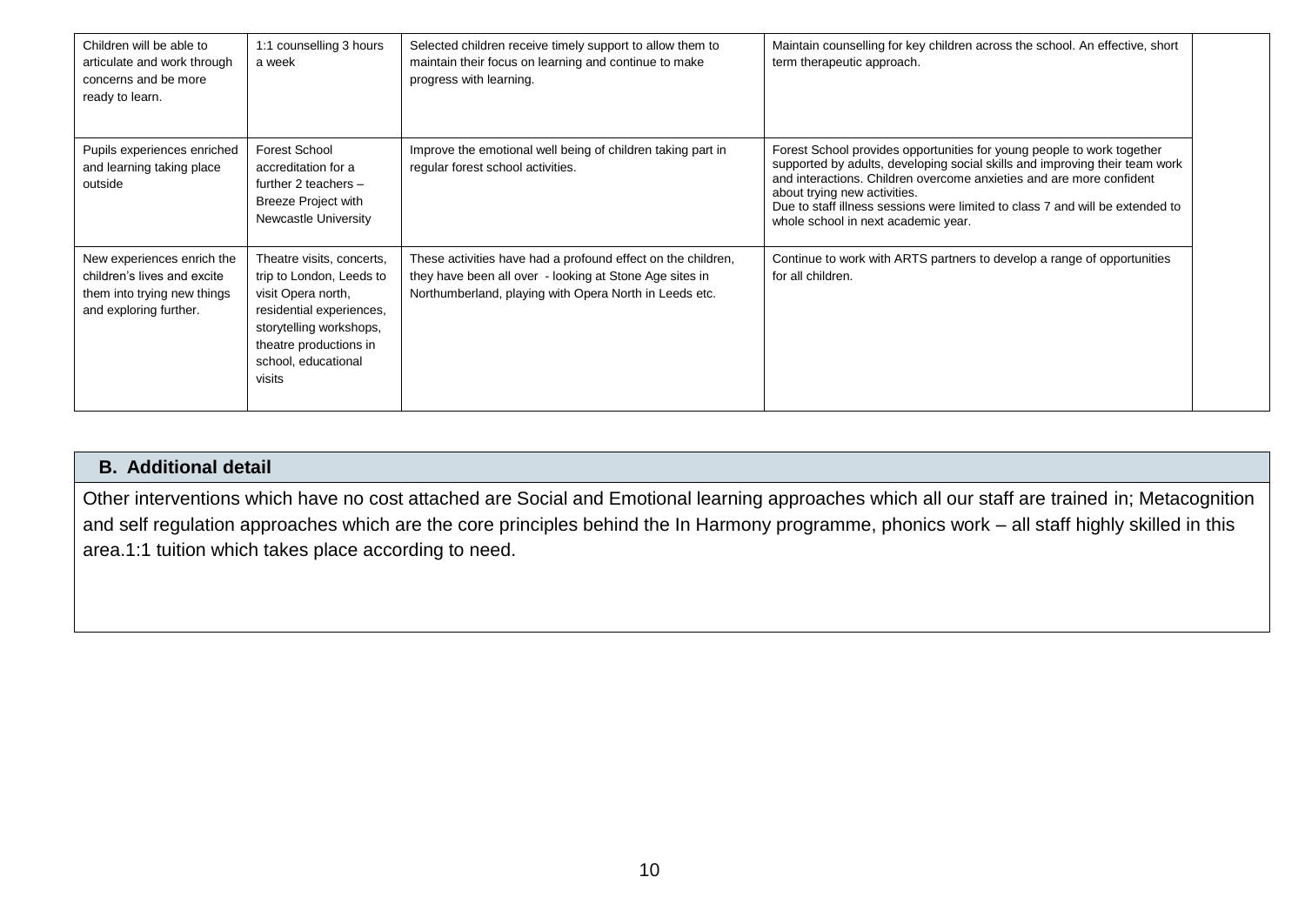| | | | | |
|---|---|---|---|---|
| Children will be able to articulate and work through concerns and be more ready to learn. | 1:1 counselling 3 hours a week | Selected children receive timely support to allow them to maintain their focus on learning and continue to make progress with learning. | Maintain counselling for key children across the school. An effective, short term therapeutic approach. | |
| Pupils experiences enriched and learning taking place outside | Forest School accreditation for a further 2 teachers – Breeze Project with Newcastle University | Improve the emotional well being of children taking part in regular forest school activities. | Forest School provides opportunities for young people to work together supported by adults, developing social skills and improving their team work and interactions. Children overcome anxieties and are more confident about trying new activities.<br>Due to staff illness sessions were limited to class 7 and will be extended to whole school in next academic year. | |
| New experiences enrich the children's lives and excite them into trying new things and exploring further. | Theatre visits, concerts, trip to London, Leeds to visit Opera north, residential experiences, storytelling workshops, theatre productions in school, educational visits | These activities have had a profound effect on the children, they have been all over - looking at Stone Age sites in Northumberland, playing with Opera North in Leeds etc. | Continue to work with ARTS partners to develop a range of opportunities for all children. | |

## B. Additional detail

Other interventions which have no cost attached are Social and Emotional learning approaches which all our staff are trained in; Metacognition and self regulation approaches which are the core principles behind the In Harmony programme, phonics work – all staff highly skilled in this area.1:1 tuition which takes place according to need.